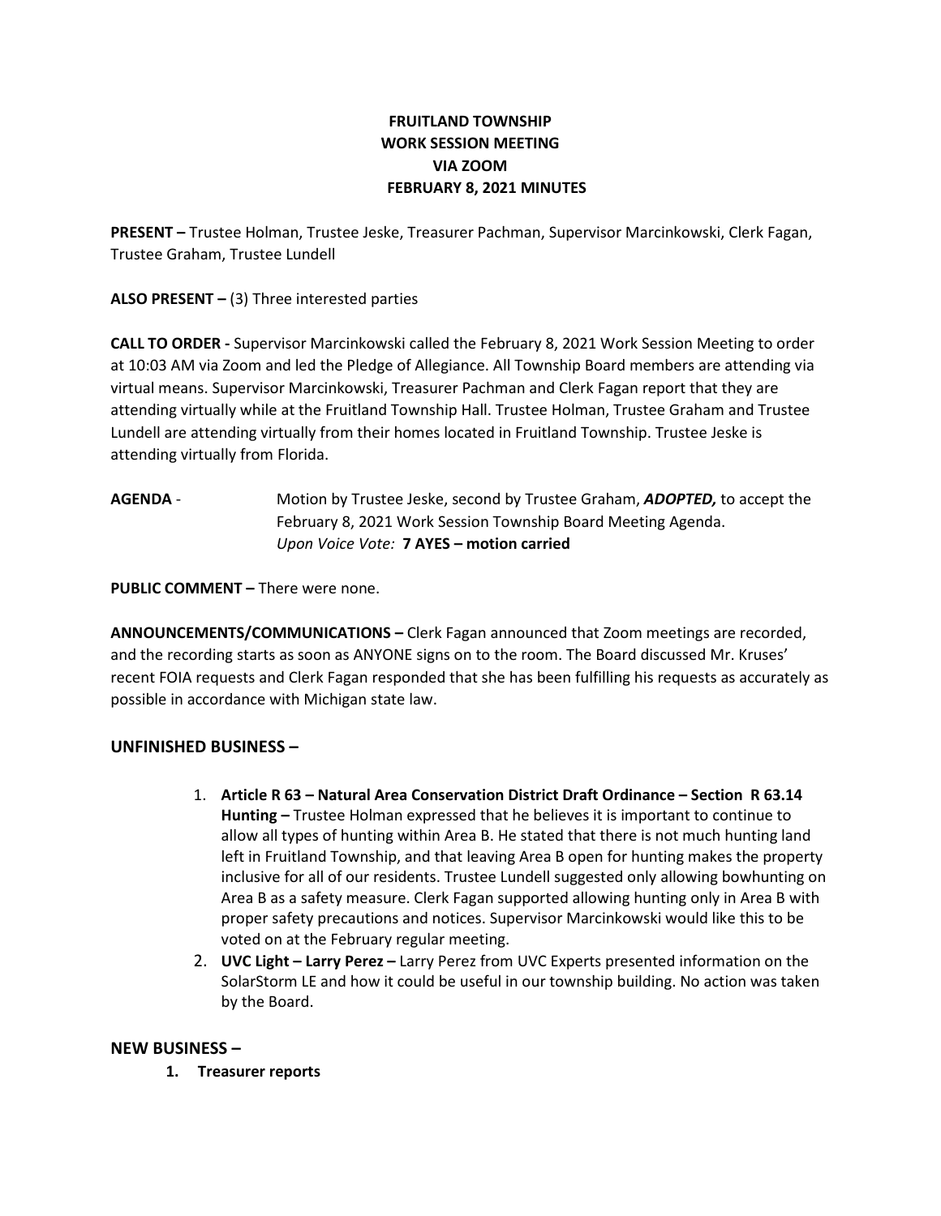# FRUITLAND TOWNSHIP
# WORK SESSION MEETING
# VIA ZOOM
# FEBRUARY 8, 2021 MINUTES

**PRESENT –** Trustee Holman, Trustee Jeske, Treasurer Pachman, Supervisor Marcinkowski, Clerk Fagan, Trustee Graham, Trustee Lundell

**ALSO PRESENT –** (3) Three interested parties

**CALL TO ORDER -** Supervisor Marcinkowski called the February 8, 2021 Work Session Meeting to order at 10:03 AM via Zoom and led the Pledge of Allegiance. All Township Board members are attending via virtual means. Supervisor Marcinkowski, Treasurer Pachman and Clerk Fagan report that they are attending virtually while at the Fruitland Township Hall. Trustee Holman, Trustee Graham and Trustee Lundell are attending virtually from their homes located in Fruitland Township. Trustee Jeske is attending virtually from Florida.

**AGENDA** - Motion by Trustee Jeske, second by Trustee Graham, ***ADOPTED,*** to accept the February 8, 2021 Work Session Township Board Meeting Agenda.
*Upon Voice Vote:* **7 AYES – motion carried**

**PUBLIC COMMENT –** There were none.

**ANNOUNCEMENTS/COMMUNICATIONS –** Clerk Fagan announced that Zoom meetings are recorded, and the recording starts as soon as ANYONE signs on to the room. The Board discussed Mr. Kruses' recent FOIA requests and Clerk Fagan responded that she has been fulfilling his requests as accurately as possible in accordance with Michigan state law.

## UNFINISHED BUSINESS –

1. **Article R 63 – Natural Area Conservation District Draft Ordinance – Section R 63.14 Hunting –** Trustee Holman expressed that he believes it is important to continue to allow all types of hunting within Area B. He stated that there is not much hunting land left in Fruitland Township, and that leaving Area B open for hunting makes the property inclusive for all of our residents. Trustee Lundell suggested only allowing bowhunting on Area B as a safety measure. Clerk Fagan supported allowing hunting only in Area B with proper safety precautions and notices. Supervisor Marcinkowski would like this to be voted on at the February regular meeting.
2. **UVC Light – Larry Perez –** Larry Perez from UVC Experts presented information on the SolarStorm LE and how it could be useful in our township building. No action was taken by the Board.

## NEW BUSINESS –

1. **Treasurer reports**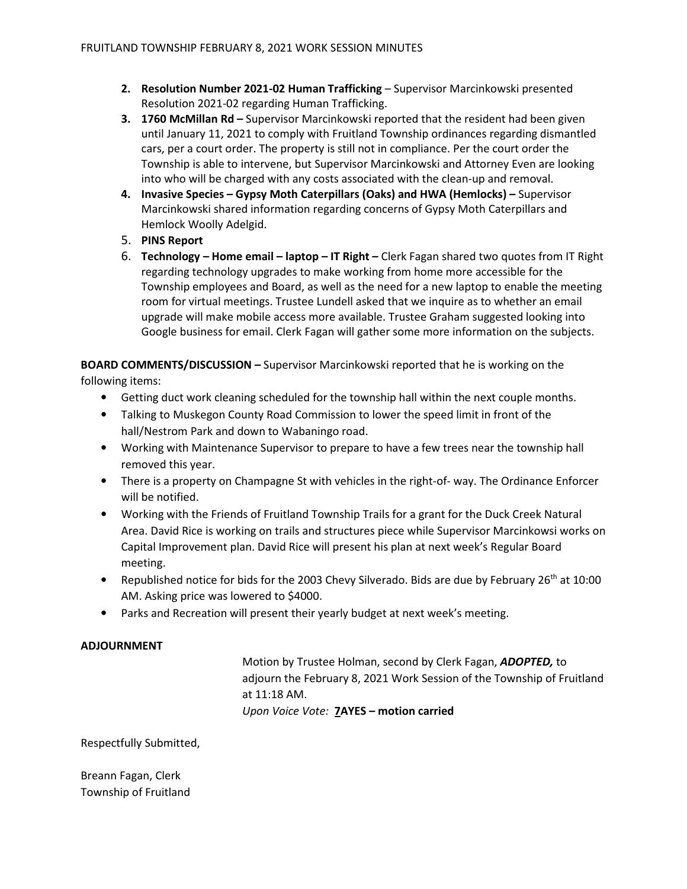2. **Resolution Number 2021-02 Human Trafficking** – Supervisor Marcinkowski presented Resolution 2021-02 regarding Human Trafficking.
3. **1760 McMillan Rd –** Supervisor Marcinkowski reported that the resident had been given until January 11, 2021 to comply with Fruitland Township ordinances regarding dismantled cars, per a court order. The property is still not in compliance. Per the court order the Township is able to intervene, but Supervisor Marcinkowski and Attorney Even are looking into who will be charged with any costs associated with the clean-up and removal.
4. **Invasive Species – Gypsy Moth Caterpillars (Oaks) and HWA (Hemlocks) –** Supervisor Marcinkowski shared information regarding concerns of Gypsy Moth Caterpillars and Hemlock Woolly Adelgid.
5. **PINS Report**
6. **Technology – Home email – laptop – IT Right –** Clerk Fagan shared two quotes from IT Right regarding technology upgrades to make working from home more accessible for the Township employees and Board, as well as the need for a new laptop to enable the meeting room for virtual meetings. Trustee Lundell asked that we inquire as to whether an email upgrade will make mobile access more available. Trustee Graham suggested looking into Google business for email. Clerk Fagan will gather some more information on the subjects.

**BOARD COMMENTS/DISCUSSION –** Supervisor Marcinkowski reported that he is working on the following items:

- Getting duct work cleaning scheduled for the township hall within the next couple months.
- Talking to Muskegon County Road Commission to lower the speed limit in front of the hall/Nestrom Park and down to Wabaningo road.
- Working with Maintenance Supervisor to prepare to have a few trees near the township hall removed this year.
- There is a property on Champagne St with vehicles in the right-of- way. The Ordinance Enforcer will be notified.
- Working with the Friends of Fruitland Township Trails for a grant for the Duck Creek Natural Area. David Rice is working on trails and structures piece while Supervisor Marcinkowsi works on Capital Improvement plan. David Rice will present his plan at next week's Regular Board meeting.
- Republished notice for bids for the 2003 Chevy Silverado. Bids are due by February 26th at 10:00 AM. Asking price was lowered to $4000.
- Parks and Recreation will present their yearly budget at next week's meeting.

**ADJOURNMENT**

Motion by Trustee Holman, second by Clerk Fagan, ***ADOPTED,*** to adjourn the February 8, 2021 Work Session of the Township of Fruitland at 11:18 AM.
*Upon Voice Vote:* **7AYES – motion carried**

Respectfully Submitted,

Breann Fagan, Clerk
Township of Fruitland